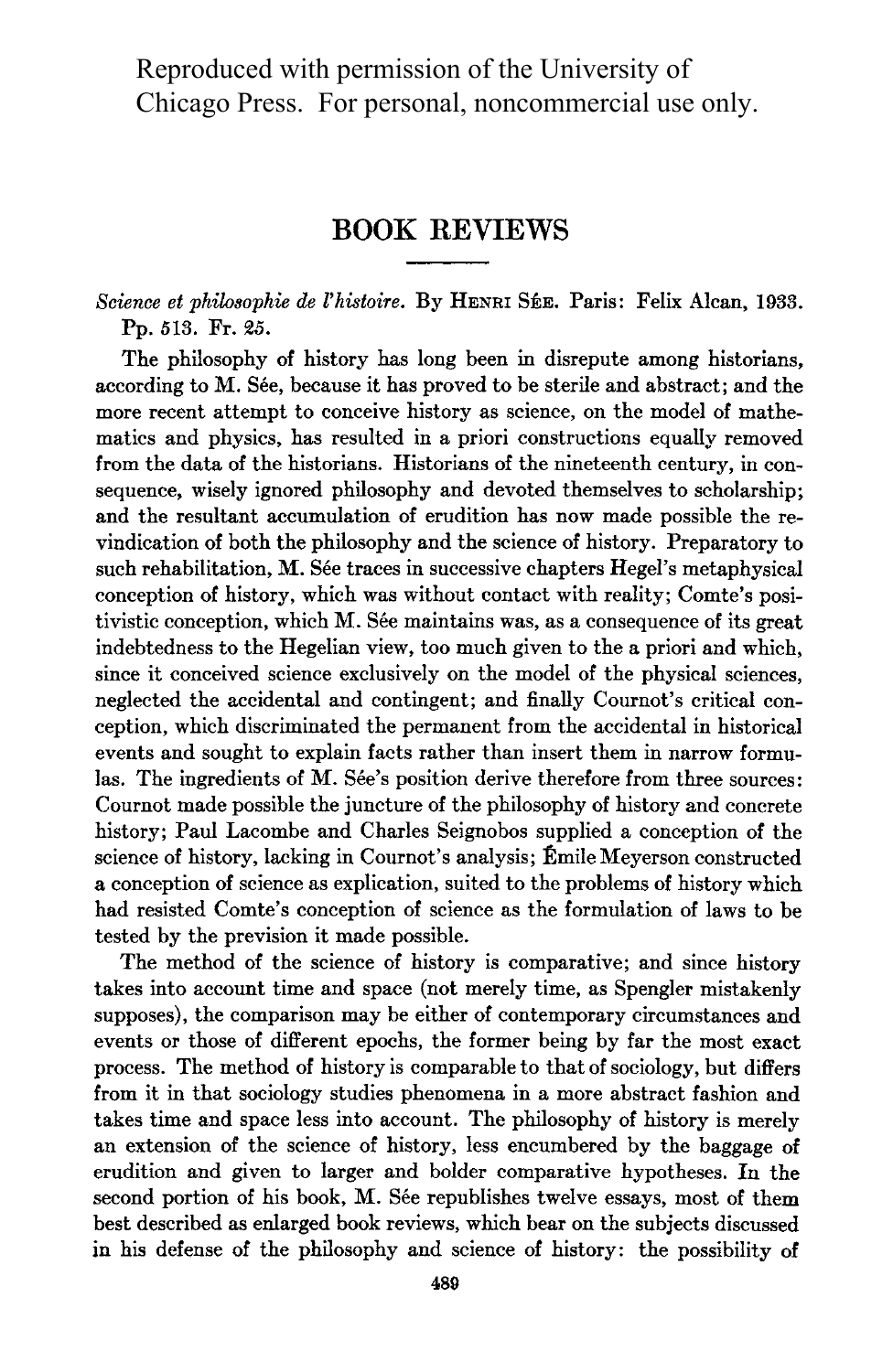Reproduced with permission of the University of Chicago Press. For personal, noncommercial use only.

# BOOK REVIEWS

*Science et philosophie de l'histoire.* By HENRI SÉE. Paris: Felix Alcan, 1933. Pp. 513. Fr. 25.

The philosophy of history has long been in disrepute among historians, according to M. Sée, because it has proved to be sterile and abstract; and the more recent attempt to conceive history as science, on the model of mathematics and physics, has resulted in a priori constructions equally removed from the data of the historians. Historians of the nineteenth century, in consequence, wisely ignored philosophy and devoted themselves to scholarship; and the resultant accumulation of erudition has now made possible the re-vindication of both the philosophy and the science of history. Preparatory to such rehabilitation, M. Sée traces in successive chapters Hegel's metaphysical conception of history, which was without contact with reality; Comte's positivistic conception, which M. Sée maintains was, as a consequence of its great indebtedness to the Hegelian view, too much given to the a priori and which, since it conceived science exclusively on the model of the physical sciences, neglected the accidental and contingent; and finally Cournot's critical conception, which discriminated the permanent from the accidental in historical events and sought to explain facts rather than insert them in narrow formulas. The ingredients of M. Sée's position derive therefore from three sources: Cournot made possible the juncture of the philosophy of history and concrete history; Paul Lacombe and Charles Seignobos supplied a conception of the science of history, lacking in Cournot's analysis; Émile Meyerson constructed a conception of science as explication, suited to the problems of history which had resisted Comte's conception of science as the formulation of laws to be tested by the prevision it made possible.

The method of the science of history is comparative; and since history takes into account time and space (not merely time, as Spengler mistakenly supposes), the comparison may be either of contemporary circumstances and events or those of different epochs, the former being by far the most exact process. The method of history is comparable to that of sociology, but differs from it in that sociology studies phenomena in a more abstract fashion and takes time and space less into account. The philosophy of history is merely an extension of the science of history, less encumbered by the baggage of erudition and given to larger and bolder comparative hypotheses. In the second portion of his book, M. Sée republishes twelve essays, most of them best described as enlarged book reviews, which bear on the subjects discussed in his defense of the philosophy and science of history: the possibility of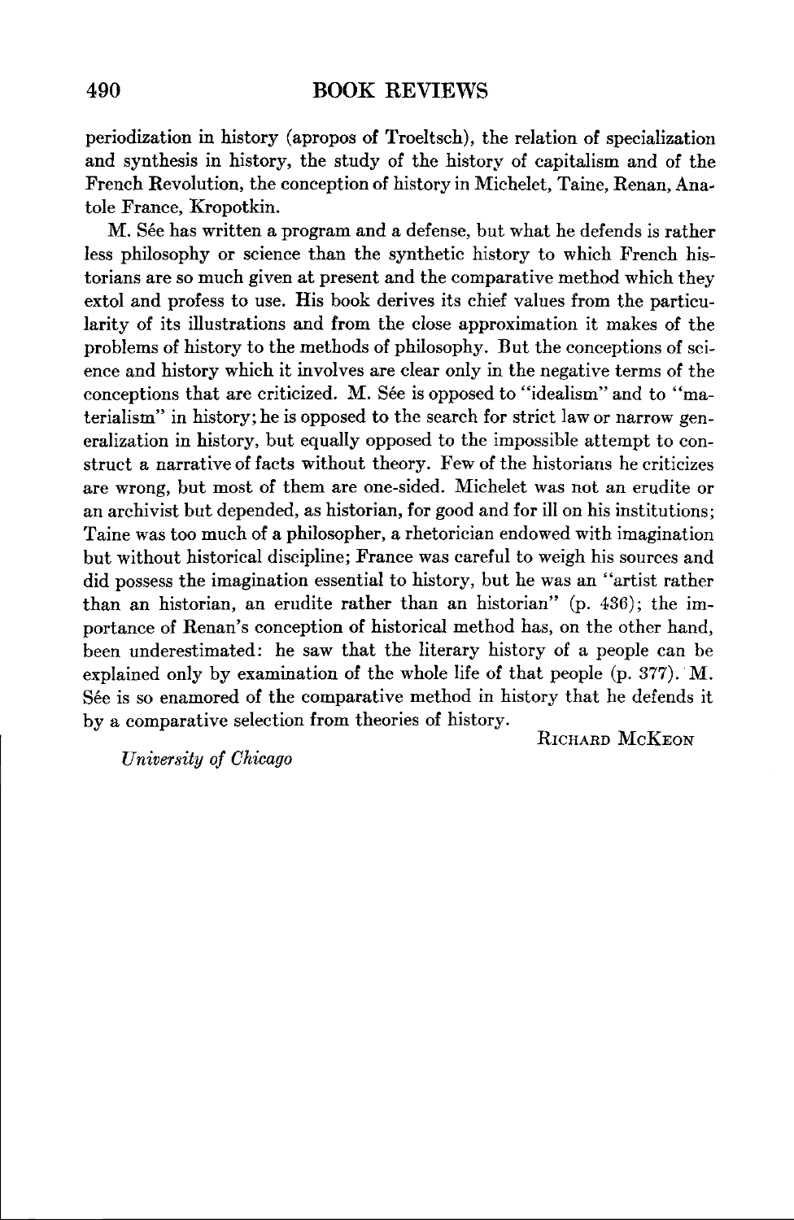periodization in history (apropos of Troeltsch), the relation of specialization and synthesis in history, the study of the history of capitalism and of the French Revolution, the conception of history in Michelet, Taine, Renan, Anatole France, Kropotkin.

M. Sée has written a program and a defense, but what he defends is rather less philosophy or science than the synthetic history to which French historians are so much given at present and the comparative method which they extol and profess to use. His book derives its chief values from the particularity of its illustrations and from the close approximation it makes of the problems of history to the methods of philosophy. But the conceptions of science and history which it involves are clear only in the negative terms of the conceptions that are criticized. M. Sée is opposed to "idealism" and to "materialism" in history; he is opposed to the search for strict law or narrow generalization in history, but equally opposed to the impossible attempt to construct a narrative of facts without theory. Few of the historians he criticizes are wrong, but most of them are one-sided. Michelet was not an erudite or an archivist but depended, as historian, for good and for ill on his institutions; Taine was too much of a philosopher, a rhetorician endowed with imagination but without historical discipline; France was careful to weigh his sources and did possess the imagination essential to history, but he was an "artist rather than an historian, an erudite rather than an historian" (p. 436); the importance of Renan's conception of historical method has, on the other hand, been underestimated: he saw that the literary history of a people can be explained only by examination of the whole life of that people (p. 377). M. Sée is so enamored of the comparative method in history that he defends it by a comparative selection from theories of history.

Richard McKeon

*University of Chicago*